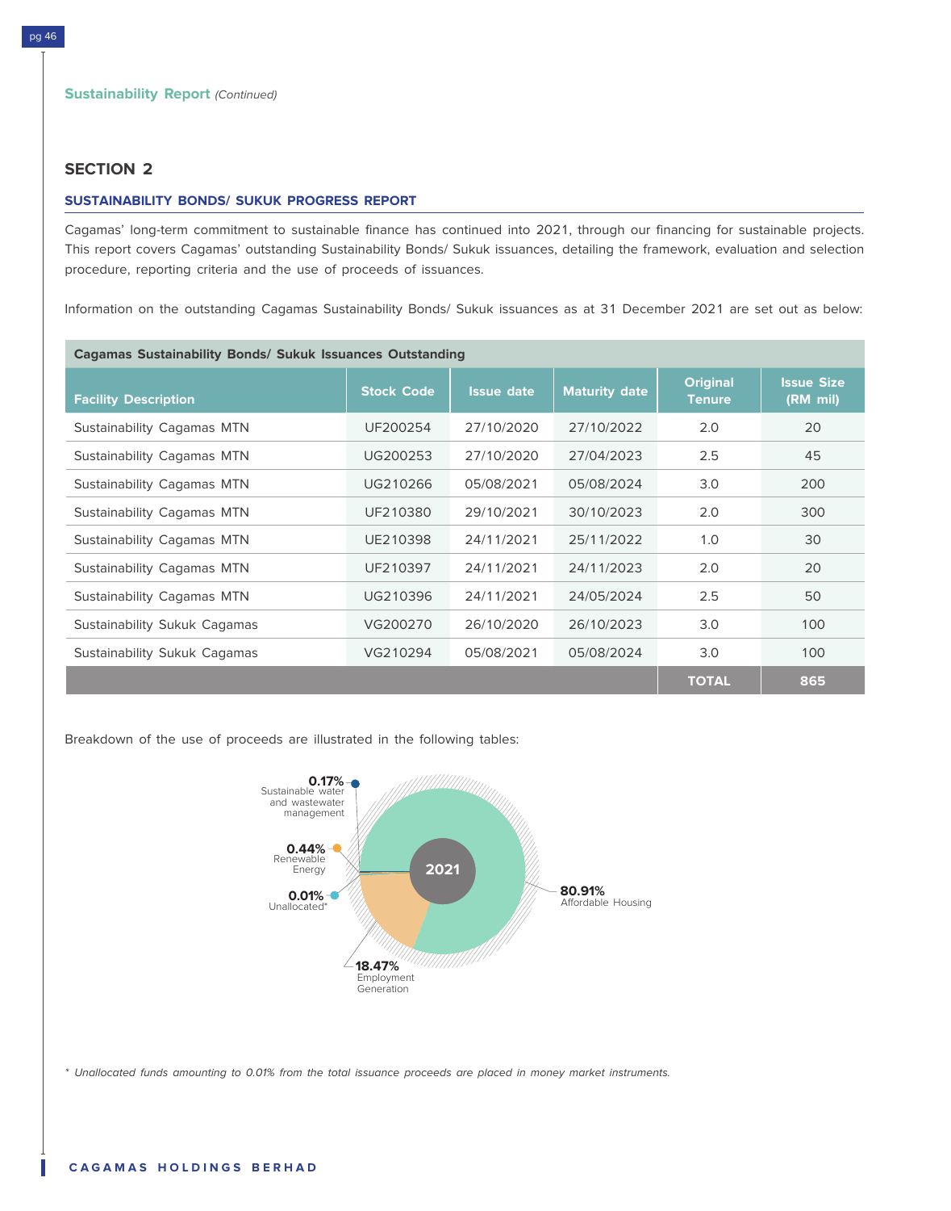Sustainability Report *(Continued)*

## SECTION 2

### SUSTAINABILITY BONDS/ SUKUK PROGRESS REPORT

Cagamas' long-term commitment to sustainable finance has continued into 2021, through our financing for sustainable projects. This report covers Cagamas' outstanding Sustainability Bonds/ Sukuk issuances, detailing the framework, evaluation and selection procedure, reporting criteria and the use of proceeds of issuances.

Information on the outstanding Cagamas Sustainability Bonds/ Sukuk issuances as at 31 December 2021 are set out as below:

**Cagamas Sustainability Bonds/ Sukuk Issuances Outstanding**

| Facility Description | Stock Code | Issue date | Maturity date | Original Tenure | Issue Size (RM mil) |
|---|---|---|---|---|---|
| Sustainability Cagamas MTN | UF200254 | 27/10/2020 | 27/10/2022 | 2.0 | 20 |
| Sustainability Cagamas MTN | UG200253 | 27/10/2020 | 27/04/2023 | 2.5 | 45 |
| Sustainability Cagamas MTN | UG210266 | 05/08/2021 | 05/08/2024 | 3.0 | 200 |
| Sustainability Cagamas MTN | UF210380 | 29/10/2021 | 30/10/2023 | 2.0 | 300 |
| Sustainability Cagamas MTN | UE210398 | 24/11/2021 | 25/11/2022 | 1.0 | 30 |
| Sustainability Cagamas MTN | UF210397 | 24/11/2021 | 24/11/2023 | 2.0 | 20 |
| Sustainability Cagamas MTN | UG210396 | 24/11/2021 | 24/05/2024 | 2.5 | 50 |
| Sustainability Sukuk Cagamas | VG200270 | 26/10/2020 | 26/10/2023 | 3.0 | 100 |
| Sustainability Sukuk Cagamas | VG210294 | 05/08/2021 | 05/08/2024 | 3.0 | 100 |
| | | | | **TOTAL** | **865** |

Breakdown of the use of proceeds are illustrated in the following tables:

**2021**

- 0.17% Sustainable water and wastewater management
- 0.44% Renewable Energy
- 0.01% Unallocated*
- 18.47% Employment Generation
- 80.91% Affordable Housing

*\* Unallocated funds amounting to 0.01% from the total issuance proceeds are placed in money market instruments.*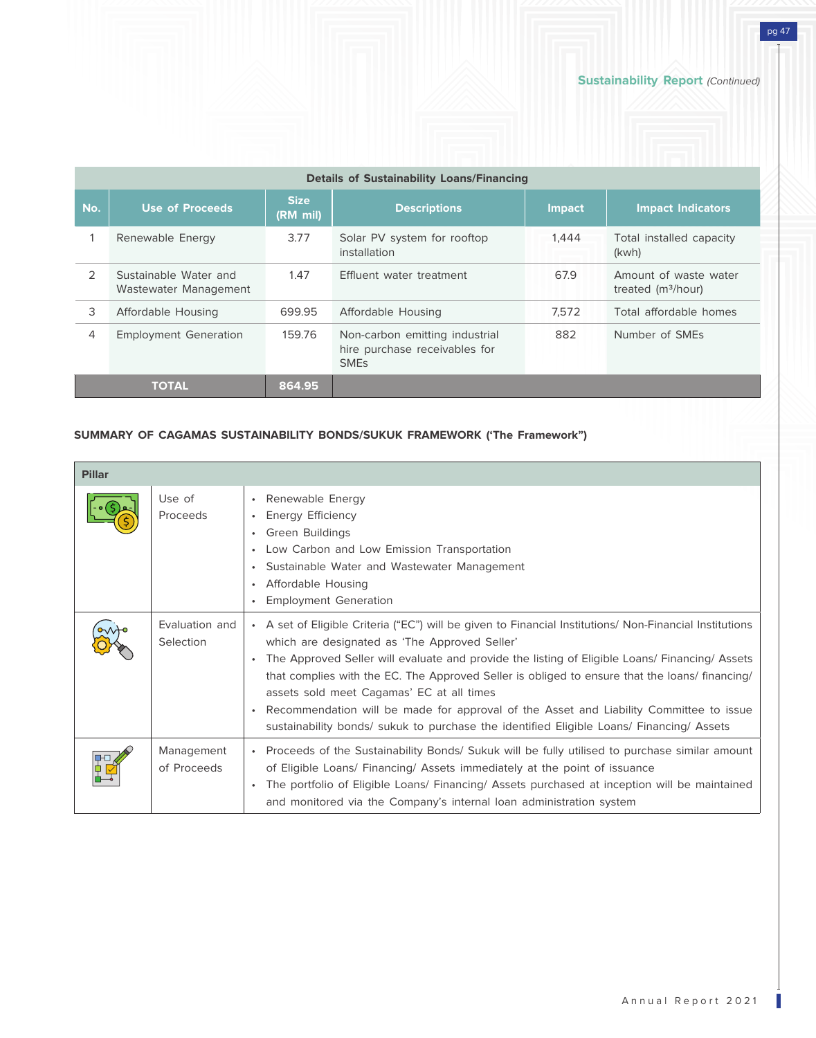| Details of Sustainability Loans/Financing | | | | | |
|---|---|---|---|---|---|
| No. | Use of Proceeds | Size (RM mil) | Descriptions | Impact | Impact Indicators |
| 1 | Renewable Energy | 3.77 | Solar PV system for rooftop installation | 1,444 | Total installed capacity (kwh) |
| 2 | Sustainable Water and Wastewater Management | 1.47 | Effluent water treatment | 67.9 | Amount of waste water treated ($m^3$/hour) |
| 3 | Affordable Housing | 699.95 | Affordable Housing | 7,572 | Total affordable homes |
| 4 | Employment Generation | 159.76 | Non-carbon emitting industrial hire purchase receivables for SMEs | 882 | Number of SMEs |
| | **TOTAL** | **864.95** | | | |

**SUMMARY OF CAGAMAS SUSTAINABILITY BONDS/SUKUK FRAMEWORK ('The Framework")**

| Pillar | |
|---|---|
| Use of Proceeds | • Renewable Energy<br>• Energy Efficiency<br>• Green Buildings<br>• Low Carbon and Low Emission Transportation<br>• Sustainable Water and Wastewater Management<br>• Affordable Housing<br>• Employment Generation |
| Evaluation and Selection | • A set of Eligible Criteria ("EC") will be given to Financial Institutions/ Non-Financial Institutions which are designated as 'The Approved Seller'<br>• The Approved Seller will evaluate and provide the listing of Eligible Loans/ Financing/ Assets that complies with the EC. The Approved Seller is obliged to ensure that the loans/ financing/ assets sold meet Cagamas' EC at all times<br>• Recommendation will be made for approval of the Asset and Liability Committee to issue sustainability bonds/ sukuk to purchase the identified Eligible Loans/ Financing/ Assets |
| Management of Proceeds | • Proceeds of the Sustainability Bonds/ Sukuk will be fully utilised to purchase similar amount of Eligible Loans/ Financing/ Assets immediately at the point of issuance<br>• The portfolio of Eligible Loans/ Financing/ Assets purchased at inception will be maintained and monitored via the Company's internal loan administration system |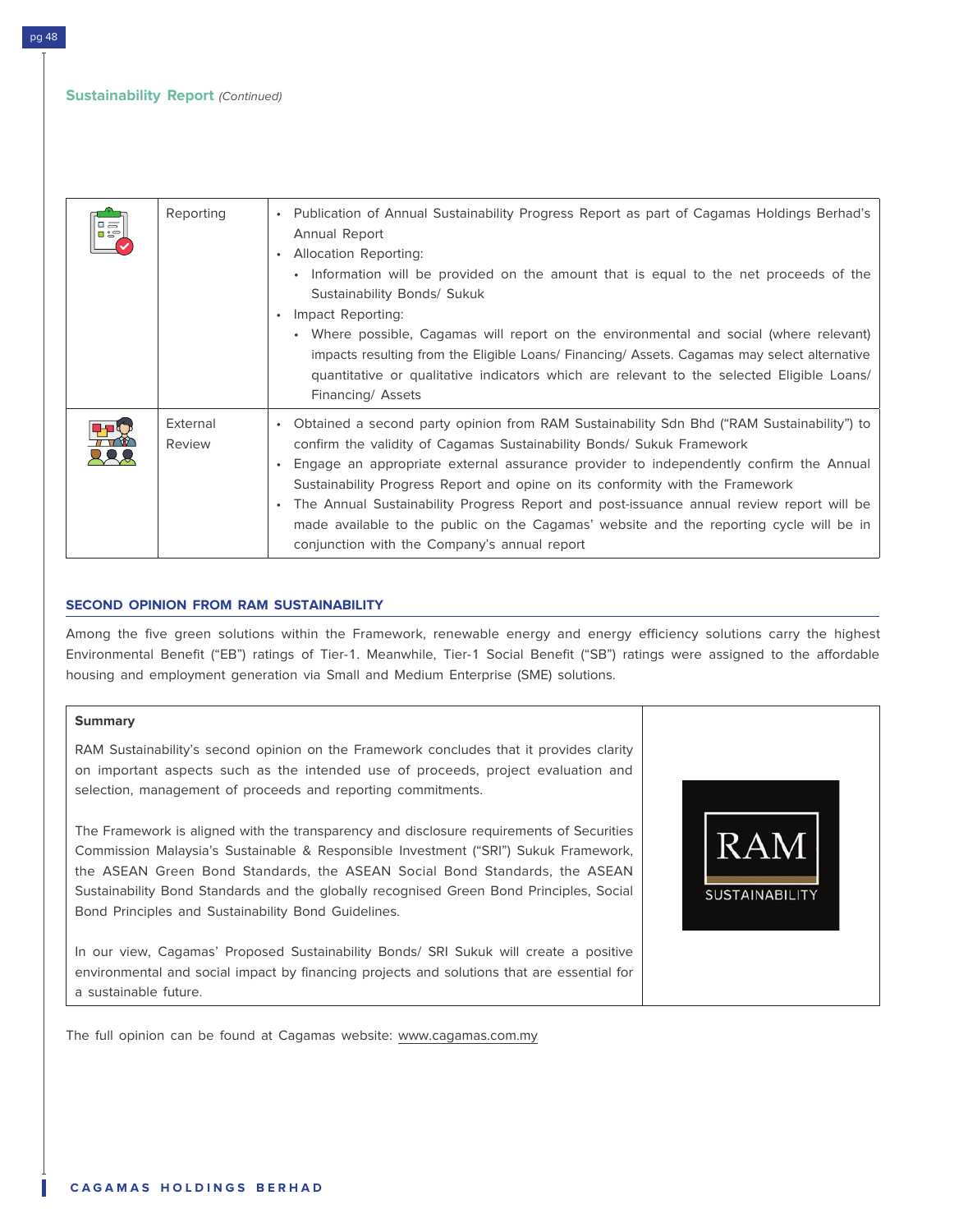| | | |
|---|---|---|
| | Reporting | • Publication of Annual Sustainability Progress Report as part of Cagamas Holdings Berhad's Annual Report<br>• Allocation Reporting:<br>  • Information will be provided on the amount that is equal to the net proceeds of the Sustainability Bonds/ Sukuk<br>• Impact Reporting:<br>  • Where possible, Cagamas will report on the environmental and social (where relevant) impacts resulting from the Eligible Loans/ Financing/ Assets. Cagamas may select alternative quantitative or qualitative indicators which are relevant to the selected Eligible Loans/ Financing/ Assets |
| | External Review | • Obtained a second party opinion from RAM Sustainability Sdn Bhd ("RAM Sustainability") to confirm the validity of Cagamas Sustainability Bonds/ Sukuk Framework<br>• Engage an appropriate external assurance provider to independently confirm the Annual Sustainability Progress Report and opine on its conformity with the Framework<br>• The Annual Sustainability Progress Report and post-issuance annual review report will be made available to the public on the Cagamas' website and the reporting cycle will be in conjunction with the Company's annual report |

## SECOND OPINION FROM RAM SUSTAINABILITY

Among the five green solutions within the Framework, renewable energy and energy efficiency solutions carry the highest Environmental Benefit ("EB") ratings of Tier-1. Meanwhile, Tier-1 Social Benefit ("SB") ratings were assigned to the affordable housing and employment generation via Small and Medium Enterprise (SME) solutions.

**Summary**

RAM Sustainability's second opinion on the Framework concludes that it provides clarity on important aspects such as the intended use of proceeds, project evaluation and selection, management of proceeds and reporting commitments.

The Framework is aligned with the transparency and disclosure requirements of Securities Commission Malaysia's Sustainable & Responsible Investment ("SRI") Sukuk Framework, the ASEAN Green Bond Standards, the ASEAN Social Bond Standards, the ASEAN Sustainability Bond Standards and the globally recognised Green Bond Principles, Social Bond Principles and Sustainability Bond Guidelines.

In our view, Cagamas' Proposed Sustainability Bonds/ SRI Sukuk will create a positive environmental and social impact by financing projects and solutions that are essential for a sustainable future.

RAM SUSTAINABILITY

The full opinion can be found at Cagamas website: www.cagamas.com.my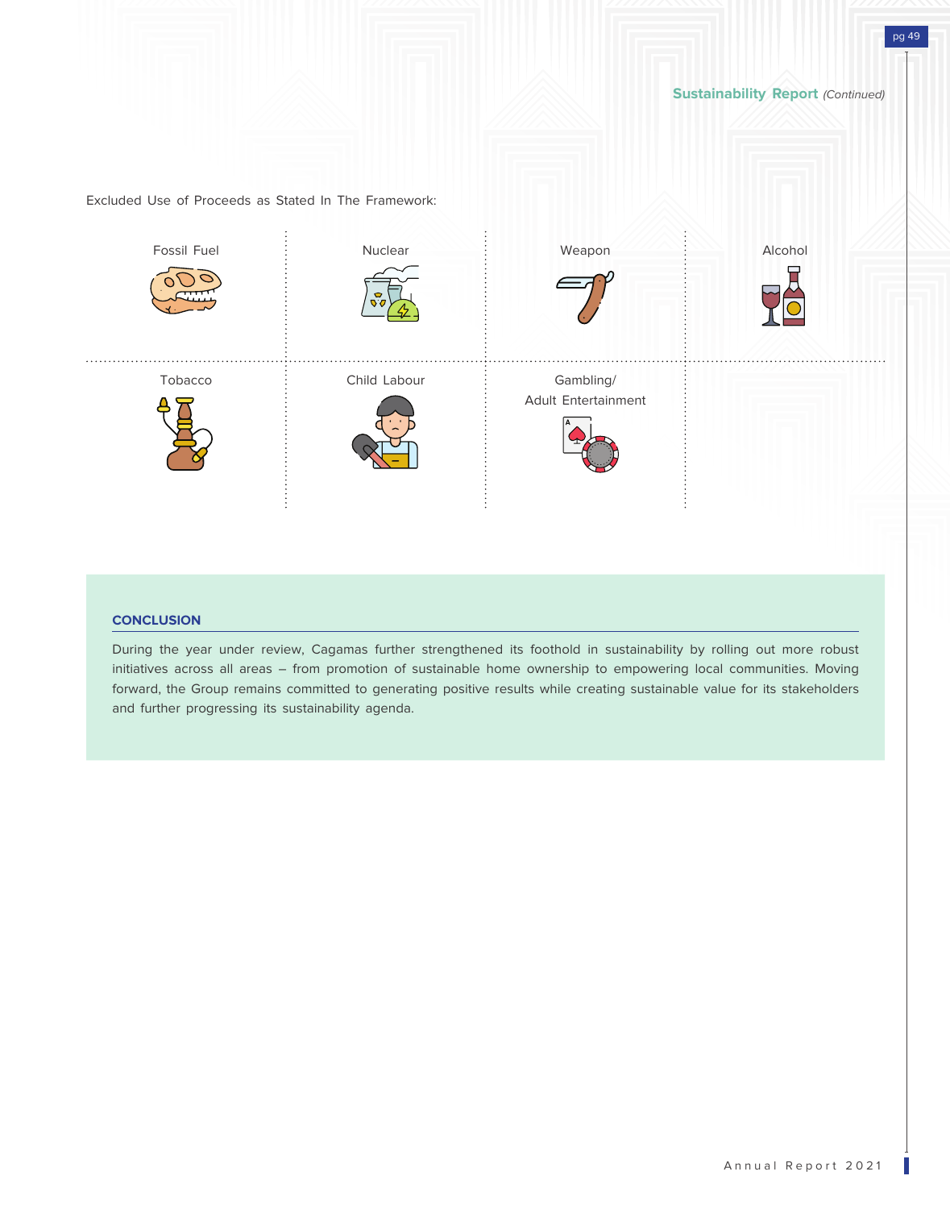Excluded Use of Proceeds as Stated In The Framework:

| | | | |
|---|---|---|---|
| Fossil Fuel | Nuclear | Weapon | Alcohol |
| Tobacco | Child Labour | Gambling/ Adult Entertainment | |

## CONCLUSION

During the year under review, Cagamas further strengthened its foothold in sustainability by rolling out more robust initiatives across all areas – from promotion of sustainable home ownership to empowering local communities. Moving forward, the Group remains committed to generating positive results while creating sustainable value for its stakeholders and further progressing its sustainability agenda.